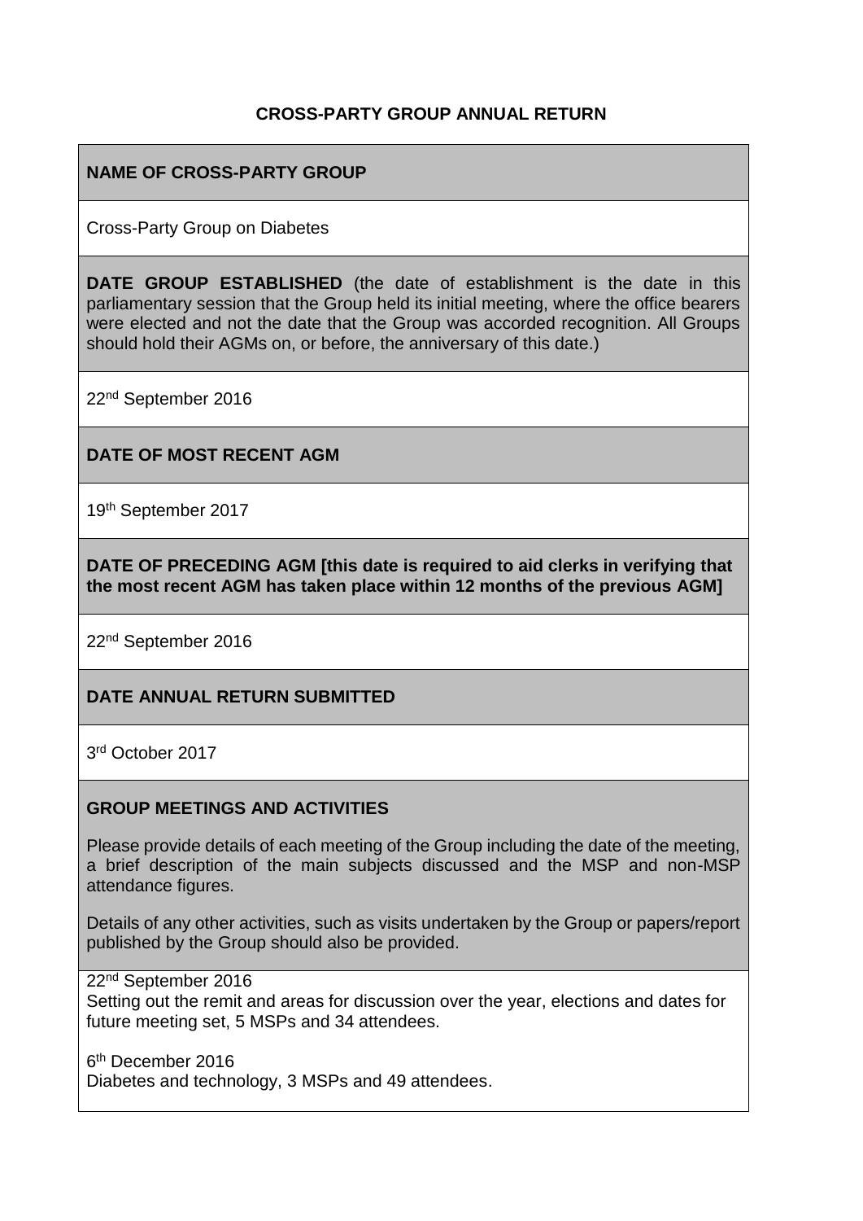# CROSS-PARTY GROUP ANNUAL RETURN

## NAME OF CROSS-PARTY GROUP

Cross-Party Group on Diabetes

**DATE GROUP ESTABLISHED** (the date of establishment is the date in this parliamentary session that the Group held its initial meeting, where the office bearers were elected and not the date that the Group was accorded recognition. All Groups should hold their AGMs on, or before, the anniversary of this date.)

22nd September 2016

## DATE OF MOST RECENT AGM

19th September 2017

## DATE OF PRECEDING AGM [this date is required to aid clerks in verifying that the most recent AGM has taken place within 12 months of the previous AGM]

22nd September 2016

## DATE ANNUAL RETURN SUBMITTED

3rd October 2017

## GROUP MEETINGS AND ACTIVITIES

Please provide details of each meeting of the Group including the date of the meeting, a brief description of the main subjects discussed and the MSP and non-MSP attendance figures.

Details of any other activities, such as visits undertaken by the Group or papers/report published by the Group should also be provided.

22nd September 2016
Setting out the remit and areas for discussion over the year, elections and dates for future meeting set, 5 MSPs and 34 attendees.

6th December 2016
Diabetes and technology, 3 MSPs and 49 attendees.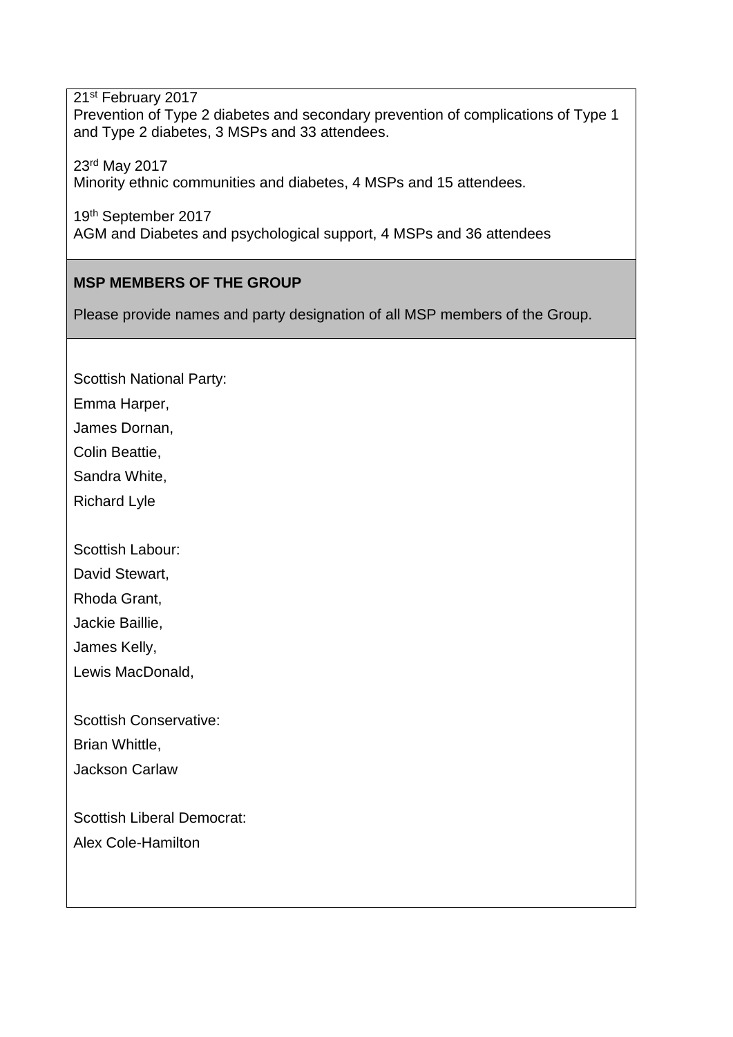21st February 2017
Prevention of Type 2 diabetes and secondary prevention of complications of Type 1 and Type 2 diabetes, 3 MSPs and 33 attendees.

23rd May 2017
Minority ethnic communities and diabetes, 4 MSPs and 15 attendees.

19th September 2017
AGM and Diabetes and psychological support, 4 MSPs and 36 attendees

**MSP MEMBERS OF THE GROUP**

Please provide names and party designation of all MSP members of the Group.

Scottish National Party:

Emma Harper,

James Dornan,

Colin Beattie,

Sandra White,

Richard Lyle

Scottish Labour:

David Stewart,

Rhoda Grant,

Jackie Baillie,

James Kelly,

Lewis MacDonald,

Scottish Conservative:

Brian Whittle,

Jackson Carlaw

Scottish Liberal Democrat:

Alex Cole-Hamilton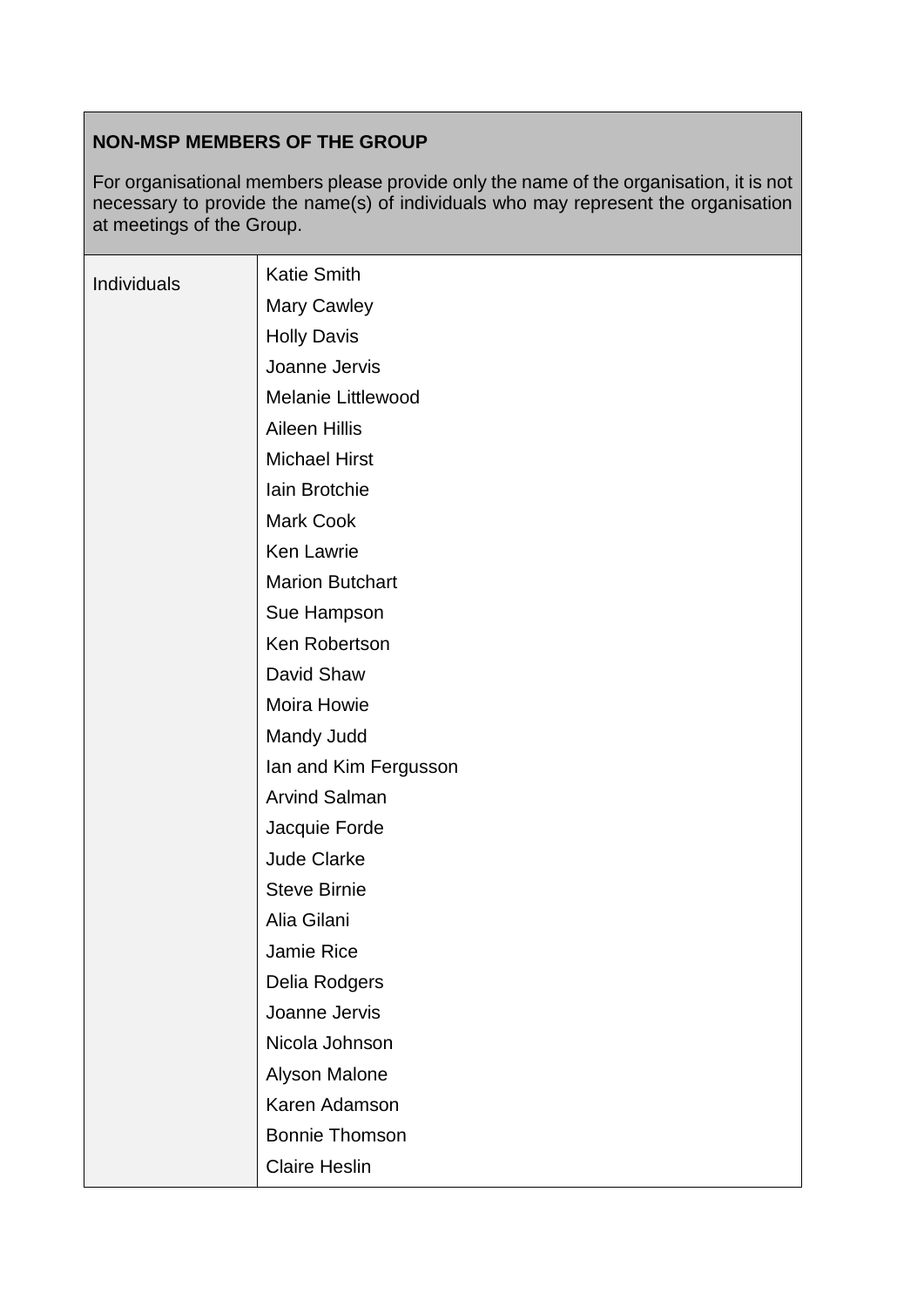| **NON-MSP MEMBERS OF THE GROUP**<br><br>For organisational members please provide only the name of the organisation, it is not necessary to provide the name(s) of individuals who may represent the organisation at meetings of the Group. | |
|---|---|
| Individuals | Katie Smith<br>Mary Cawley<br>Holly Davis<br>Joanne Jervis<br>Melanie Littlewood<br>Aileen Hillis<br>Michael Hirst<br>Iain Brotchie<br>Mark Cook<br>Ken Lawrie<br>Marion Butchart<br>Sue Hampson<br>Ken Robertson<br>David Shaw<br>Moira Howie<br>Mandy Judd<br>Ian and Kim Fergusson<br>Arvind Salman<br>Jacquie Forde<br>Jude Clarke<br>Steve Birnie<br>Alia Gilani<br>Jamie Rice<br>Delia Rodgers<br>Joanne Jervis<br>Nicola Johnson<br>Alyson Malone<br>Karen Adamson<br>Bonnie Thomson<br>Claire Heslin |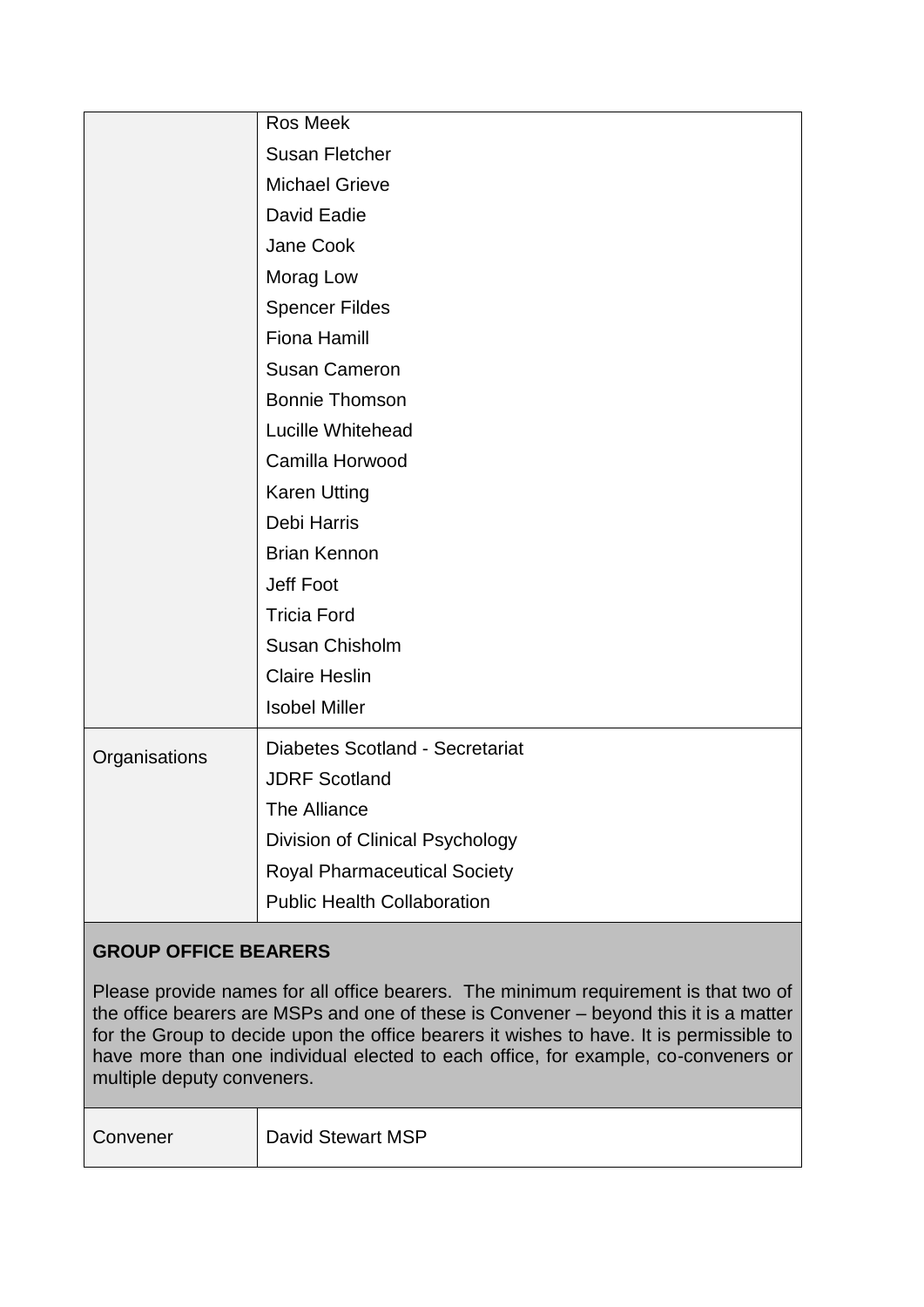| | |
|---|---|
| | Ros Meek<br>Susan Fletcher<br>Michael Grieve<br>David Eadie<br>Jane Cook<br>Morag Low<br>Spencer Fildes<br>Fiona Hamill<br>Susan Cameron<br>Bonnie Thomson<br>Lucille Whitehead<br>Camilla Horwood<br>Karen Utting<br>Debi Harris<br>Brian Kennon<br>Jeff Foot<br>Tricia Ford<br>Susan Chisholm<br>Claire Heslin<br>Isobel Miller |
| Organisations | Diabetes Scotland - Secretariat<br>JDRF Scotland<br>The Alliance<br>Division of Clinical Psychology<br>Royal Pharmaceutical Society<br>Public Health Collaboration |

**GROUP OFFICE BEARERS**

Please provide names for all office bearers. The minimum requirement is that two of the office bearers are MSPs and one of these is Convener – beyond this it is a matter for the Group to decide upon the office bearers it wishes to have. It is permissible to have more than one individual elected to each office, for example, co-conveners or multiple deputy conveners.

| | |
|---|---|
| Convener | David Stewart MSP |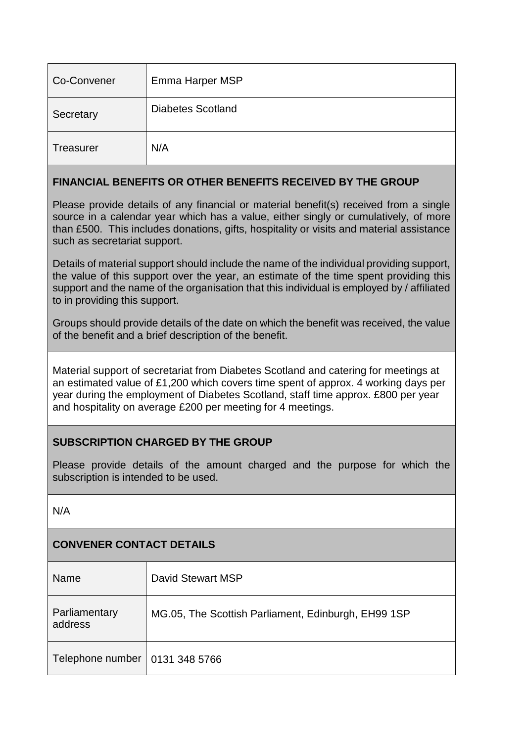| | |
|---|---|
| Co-Convener | Emma Harper MSP |
| Secretary | Diabetes Scotland |
| Treasurer | N/A |

**FINANCIAL BENEFITS OR OTHER BENEFITS RECEIVED BY THE GROUP**

Please provide details of any financial or material benefit(s) received from a single source in a calendar year which has a value, either singly or cumulatively, of more than £500. This includes donations, gifts, hospitality or visits and material assistance such as secretariat support.

Details of material support should include the name of the individual providing support, the value of this support over the year, an estimate of the time spent providing this support and the name of the organisation that this individual is employed by / affiliated to in providing this support.

Groups should provide details of the date on which the benefit was received, the value of the benefit and a brief description of the benefit.

Material support of secretariat from Diabetes Scotland and catering for meetings at an estimated value of £1,200 which covers time spent of approx. 4 working days per year during the employment of Diabetes Scotland, staff time approx. £800 per year and hospitality on average £200 per meeting for 4 meetings.

**SUBSCRIPTION CHARGED BY THE GROUP**

Please provide details of the amount charged and the purpose for which the subscription is intended to be used.

N/A

**CONVENER CONTACT DETAILS**

| | |
|---|---|
| Name | David Stewart MSP |
| Parliamentary address | MG.05, The Scottish Parliament, Edinburgh, EH99 1SP |
| Telephone number | 0131 348 5766 |